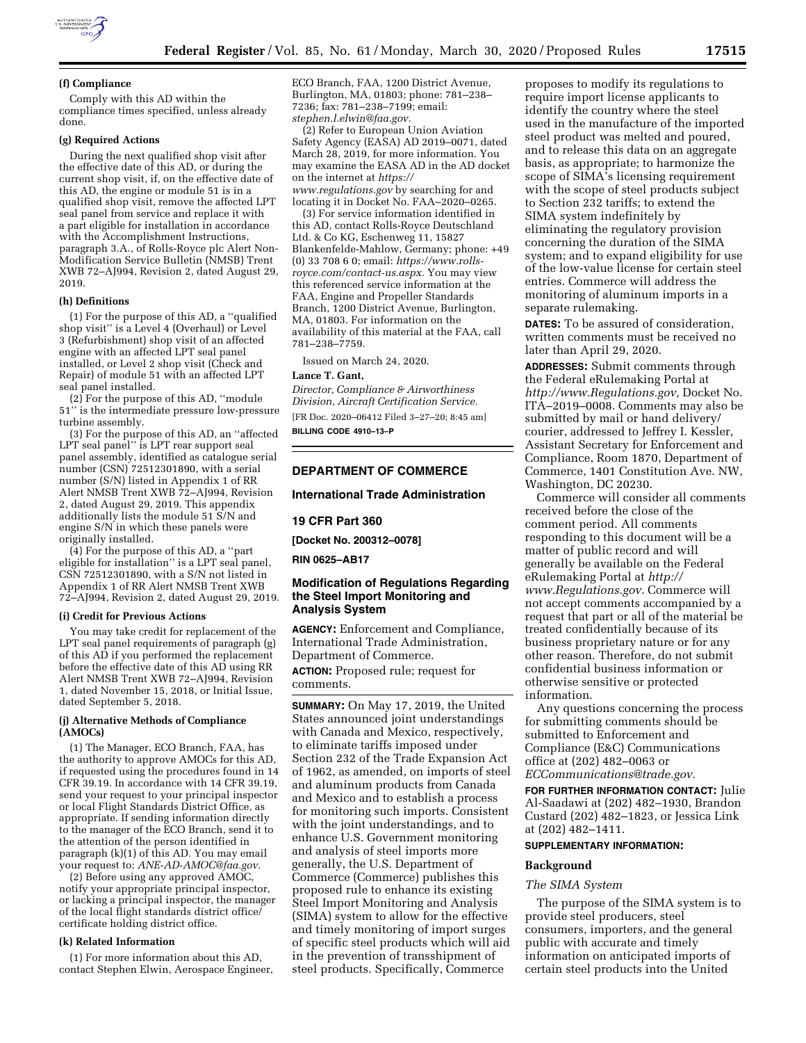**(f) Compliance**

Comply with this AD within the compliance times specified, unless already done.

**(g) Required Actions**

During the next qualified shop visit after the effective date of this AD, or during the current shop visit, if, on the effective date of this AD, the engine or module 51 is in a qualified shop visit, remove the affected LPT seal panel from service and replace it with a part eligible for installation in accordance with the Accomplishment Instructions, paragraph 3.A., of Rolls-Royce plc Alert Non-Modification Service Bulletin (NMSB) Trent XWB 72–AJ994, Revision 2, dated August 29, 2019.

**(h) Definitions**

(1) For the purpose of this AD, a ''qualified shop visit'' is a Level 4 (Overhaul) or Level 3 (Refurbishment) shop visit of an affected engine with an affected LPT seal panel installed, or Level 2 shop visit (Check and Repair) of module 51 with an affected LPT seal panel installed.

(2) For the purpose of this AD, ''module 51'' is the intermediate pressure low-pressure turbine assembly.

(3) For the purpose of this AD, an ''affected LPT seal panel'' is LPT rear support seal panel assembly, identified as catalogue serial number (CSN) 72512301890, with a serial number (S/N) listed in Appendix 1 of RR Alert NMSB Trent XWB 72–AJ994, Revision 2, dated August 29, 2019. This appendix additionally lists the module 51 S/N and engine S/N in which these panels were originally installed.

(4) For the purpose of this AD, a ''part eligible for installation'' is a LPT seal panel, CSN 72512301890, with a S/N not listed in Appendix 1 of RR Alert NMSB Trent XWB 72–AJ994, Revision 2, dated August 29, 2019.

**(i) Credit for Previous Actions**

You may take credit for replacement of the LPT seal panel requirements of paragraph (g) of this AD if you performed the replacement before the effective date of this AD using RR Alert NMSB Trent XWB 72–AJ994, Revision 1, dated November 15, 2018, or Initial Issue, dated September 5, 2018.

**(j) Alternative Methods of Compliance (AMOCs)**

(1) The Manager, ECO Branch, FAA, has the authority to approve AMOCs for this AD, if requested using the procedures found in 14 CFR 39.19. In accordance with 14 CFR 39.19, send your request to your principal inspector or local Flight Standards District Office, as appropriate. If sending information directly to the manager of the ECO Branch, send it to the attention of the person identified in paragraph (k)(1) of this AD. You may email your request to: *ANE-AD-AMOC@faa.gov.*

(2) Before using any approved AMOC, notify your appropriate principal inspector, or lacking a principal inspector, the manager of the local flight standards district office/certificate holding district office.

**(k) Related Information**

(1) For more information about this AD, contact Stephen Elwin, Aerospace Engineer, ECO Branch, FAA, 1200 District Avenue, Burlington, MA, 01803; phone: 781–238–7236; fax: 781–238–7199; email: *stephen.l.elwin@faa.gov.*

(2) Refer to European Union Aviation Safety Agency (EASA) AD 2019–0071, dated March 28, 2019, for more information. You may examine the EASA AD in the AD docket on the internet at *https://www.regulations.gov* by searching for and locating it in Docket No. FAA–2020–0265.

(3) For service information identified in this AD, contact Rolls-Royce Deutschland Ltd. & Co KG, Eschenweg 11, 15827 Blankenfelde-Mahlow, Germany; phone: +49 (0) 33 708 6 0; email: *https://www.rolls-royce.com/contact-us.aspx.* You may view this referenced service information at the FAA, Engine and Propeller Standards Branch, 1200 District Avenue, Burlington, MA, 01803. For information on the availability of this material at the FAA, call 781–238–7759.

Issued on March 24, 2020.

**Lance T. Gant,**

*Director, Compliance & Airworthiness Division, Aircraft Certification Service.*

[FR Doc. 2020–06412 Filed 3–27–20; 8:45 am]

**BILLING CODE 4910–13–P**

---

## DEPARTMENT OF COMMERCE

### International Trade Administration

### 19 CFR Part 360

**[Docket No. 200312–0078]**

**RIN 0625–AB17**

### Modification of Regulations Regarding the Steel Import Monitoring and Analysis System

**AGENCY:** Enforcement and Compliance, International Trade Administration, Department of Commerce.

**ACTION:** Proposed rule; request for comments.

**SUMMARY:** On May 17, 2019, the United States announced joint understandings with Canada and Mexico, respectively, to eliminate tariffs imposed under Section 232 of the Trade Expansion Act of 1962, as amended, on imports of steel and aluminum products from Canada and Mexico and to establish a process for monitoring such imports. Consistent with the joint understandings, and to enhance U.S. Government monitoring and analysis of steel imports more generally, the U.S. Department of Commerce (Commerce) publishes this proposed rule to enhance its existing Steel Import Monitoring and Analysis (SIMA) system to allow for the effective and timely monitoring of import surges of specific steel products which will aid in the prevention of transshipment of steel products. Specifically, Commerce proposes to modify its regulations to require import license applicants to identify the country where the steel used in the manufacture of the imported steel product was melted and poured, and to release this data on an aggregate basis, as appropriate; to harmonize the scope of SIMA's licensing requirement with the scope of steel products subject to Section 232 tariffs; to extend the SIMA system indefinitely by eliminating the regulatory provision concerning the duration of the SIMA system; and to expand eligibility for use of the low-value license for certain steel entries. Commerce will address the monitoring of aluminum imports in a separate rulemaking.

**DATES:** To be assured of consideration, written comments must be received no later than April 29, 2020.

**ADDRESSES:** Submit comments through the Federal eRulemaking Portal at *http://www.Regulations.gov,* Docket No. ITA–2019–0008. Comments may also be submitted by mail or hand delivery/courier, addressed to Jeffrey I. Kessler, Assistant Secretary for Enforcement and Compliance, Room 1870, Department of Commerce, 1401 Constitution Ave. NW, Washington, DC 20230.

Commerce will consider all comments received before the close of the comment period. All comments responding to this document will be a matter of public record and will generally be available on the Federal eRulemaking Portal at *http://www.Regulations.gov*. Commerce will not accept comments accompanied by a request that part or all of the material be treated confidentially because of its business proprietary nature or for any other reason. Therefore, do not submit confidential business information or otherwise sensitive or protected information.

Any questions concerning the process for submitting comments should be submitted to Enforcement and Compliance (E&C) Communications office at (202) 482–0063 or *ECCommunications@trade.gov.*

**FOR FURTHER INFORMATION CONTACT:** Julie Al-Saadawi at (202) 482–1930, Brandon Custard (202) 482–1823, or Jessica Link at (202) 482–1411.

**SUPPLEMENTARY INFORMATION:**

#### Background

*The SIMA System*

The purpose of the SIMA system is to provide steel producers, steel consumers, importers, and the general public with accurate and timely information on anticipated imports of certain steel products into the United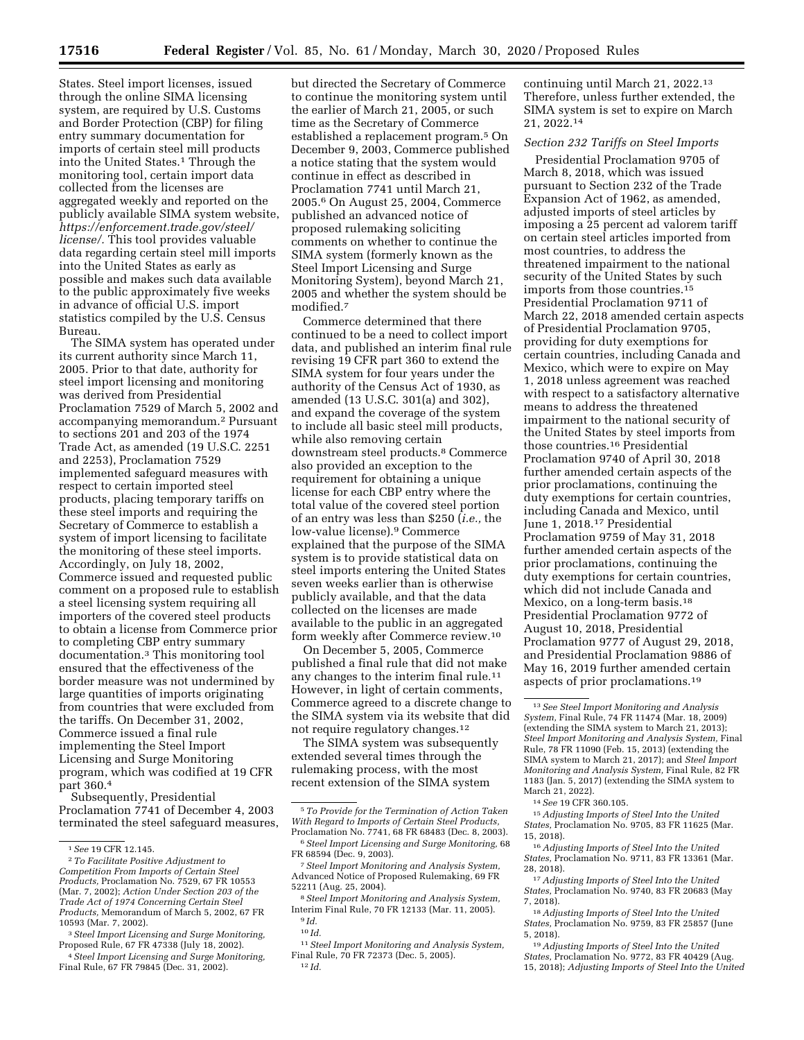States. Steel import licenses, issued through the online SIMA licensing system, are required by U.S. Customs and Border Protection (CBP) for filing entry summary documentation for imports of certain steel mill products into the United States.[1] Through the monitoring tool, certain import data collected from the licenses are aggregated weekly and reported on the publicly available SIMA system website, *https://enforcement.trade.gov/steel/license/*. This tool provides valuable data regarding certain steel mill imports into the United States as early as possible and makes such data available to the public approximately five weeks in advance of official U.S. import statistics compiled by the U.S. Census Bureau.

The SIMA system has operated under its current authority since March 11, 2005. Prior to that date, authority for steel import licensing and monitoring was derived from Presidential Proclamation 7529 of March 5, 2002 and accompanying memorandum.[2] Pursuant to sections 201 and 203 of the 1974 Trade Act, as amended (19 U.S.C. 2251 and 2253), Proclamation 7529 implemented safeguard measures with respect to certain imported steel products, placing temporary tariffs on these steel imports and requiring the Secretary of Commerce to establish a system of import licensing to facilitate the monitoring of these steel imports. Accordingly, on July 18, 2002, Commerce issued and requested public comment on a proposed rule to establish a steel licensing system requiring all importers of the covered steel products to obtain a license from Commerce prior to completing CBP entry summary documentation.[3] This monitoring tool ensured that the effectiveness of the border measure was not undermined by large quantities of imports originating from countries that were excluded from the tariffs. On December 31, 2002, Commerce issued a final rule implementing the Steel Import Licensing and Surge Monitoring program, which was codified at 19 CFR part 360.[4]

Subsequently, Presidential Proclamation 7741 of December 4, 2003 terminated the steel safeguard measures, but directed the Secretary of Commerce to continue the monitoring system until the earlier of March 21, 2005, or such time as the Secretary of Commerce established a replacement program.[5] On December 9, 2003, Commerce published a notice stating that the system would continue in effect as described in Proclamation 7741 until March 21, 2005.[6] On August 25, 2004, Commerce published an advanced notice of proposed rulemaking soliciting comments on whether to continue the SIMA system (formerly known as the Steel Import Licensing and Surge Monitoring System), beyond March 21, 2005 and whether the system should be modified.[7]

Commerce determined that there continued to be a need to collect import data, and published an interim final rule revising 19 CFR part 360 to extend the SIMA system for four years under the authority of the Census Act of 1930, as amended (13 U.S.C. 301(a) and 302), and expand the coverage of the system to include all basic steel mill products, while also removing certain downstream steel products.[8] Commerce also provided an exception to the requirement for obtaining a unique license for each CBP entry where the total value of the covered steel portion of an entry was less than $250 (*i.e.,* the low-value license).[9] Commerce explained that the purpose of the SIMA system is to provide statistical data on steel imports entering the United States seven weeks earlier than is otherwise publicly available, and that the data collected on the licenses are made available to the public in an aggregated form weekly after Commerce review.[10]

On December 5, 2005, Commerce published a final rule that did not make any changes to the interim final rule.[11] However, in light of certain comments, Commerce agreed to a discrete change to the SIMA system via its website that did not require regulatory changes.[12]

The SIMA system was subsequently extended several times through the rulemaking process, with the most recent extension of the SIMA system continuing until March 21, 2022.[13] Therefore, unless further extended, the SIMA system is set to expire on March 21, 2022.[14]

### *Section 232 Tariffs on Steel Imports*

Presidential Proclamation 9705 of March 8, 2018, which was issued pursuant to Section 232 of the Trade Expansion Act of 1962, as amended, adjusted imports of steel articles by imposing a 25 percent ad valorem tariff on certain steel articles imported from most countries, to address the threatened impairment to the national security of the United States by such imports from those countries.[15] Presidential Proclamation 9711 of March 22, 2018 amended certain aspects of Presidential Proclamation 9705, providing for duty exemptions for certain countries, including Canada and Mexico, which were to expire on May 1, 2018 unless agreement was reached with respect to a satisfactory alternative means to address the threatened impairment to the national security of the United States by steel imports from those countries.[16] Presidential Proclamation 9740 of April 30, 2018 further amended certain aspects of the prior proclamations, continuing the duty exemptions for certain countries, including Canada and Mexico, until June 1, 2018.[17] Presidential Proclamation 9759 of May 31, 2018 further amended certain aspects of the prior proclamations, continuing the duty exemptions for certain countries, which did not include Canada and Mexico, on a long-term basis.[18] Presidential Proclamation 9772 of August 10, 2018, Presidential Proclamation 9777 of August 29, 2018, and Presidential Proclamation 9886 of May 16, 2019 further amended certain aspects of prior proclamations.[19]

---

[1] *See* 19 CFR 12.145.

[2] *To Facilitate Positive Adjustment to Competition From Imports of Certain Steel Products,* Proclamation No. 7529, 67 FR 10553 (Mar. 7, 2002); *Action Under Section 203 of the Trade Act of 1974 Concerning Certain Steel Products,* Memorandum of March 5, 2002, 67 FR 10593 (Mar. 7, 2002).

[3] *Steel Import Licensing and Surge Monitoring,* Proposed Rule, 67 FR 47338 (July 18, 2002).

[4] *Steel Import Licensing and Surge Monitoring,* Final Rule, 67 FR 79845 (Dec. 31, 2002).

[5] *To Provide for the Termination of Action Taken With Regard to Imports of Certain Steel Products,* Proclamation No. 7741, 68 FR 68483 (Dec. 8, 2003).

[6] *Steel Import Licensing and Surge Monitoring,* 68 FR 68594 (Dec. 9, 2003).

[7] *Steel Import Monitoring and Analysis System,* Advanced Notice of Proposed Rulemaking, 69 FR 52211 (Aug. 25, 2004).

[8] *Steel Import Monitoring and Analysis System,* Interim Final Rule, 70 FR 12133 (Mar. 11, 2005).

[9] *Id.*

[10] *Id.*

[11] *Steel Import Monitoring and Analysis System,* Final Rule, 70 FR 72373 (Dec. 5, 2005).

[12] *Id.*

[13] *See Steel Import Monitoring and Analysis System,* Final Rule, 74 FR 11474 (Mar. 18, 2009) (extending the SIMA system to March 21, 2013); *Steel Import Monitoring and Analysis System,* Final Rule, 78 FR 11090 (Feb. 15, 2013) (extending the SIMA system to March 21, 2017); and *Steel Import Monitoring and Analysis System,* Final Rule, 82 FR 1183 (Jan. 5, 2017) (extending the SIMA system to March 21, 2022).

[14] *See* 19 CFR 360.105.

[15] *Adjusting Imports of Steel Into the United States,* Proclamation No. 9705, 83 FR 11625 (Mar. 15, 2018).

[16] *Adjusting Imports of Steel Into the United States,* Proclamation No. 9711, 83 FR 13361 (Mar. 28, 2018).

[17] *Adjusting Imports of Steel Into the United States,* Proclamation No. 9740, 83 FR 20683 (May 7, 2018).

[18] *Adjusting Imports of Steel Into the United States,* Proclamation No. 9759, 83 FR 25857 (June 5, 2018).

[19] *Adjusting Imports of Steel Into the United States,* Proclamation No. 9772, 83 FR 40429 (Aug. 15, 2018); *Adjusting Imports of Steel Into the United*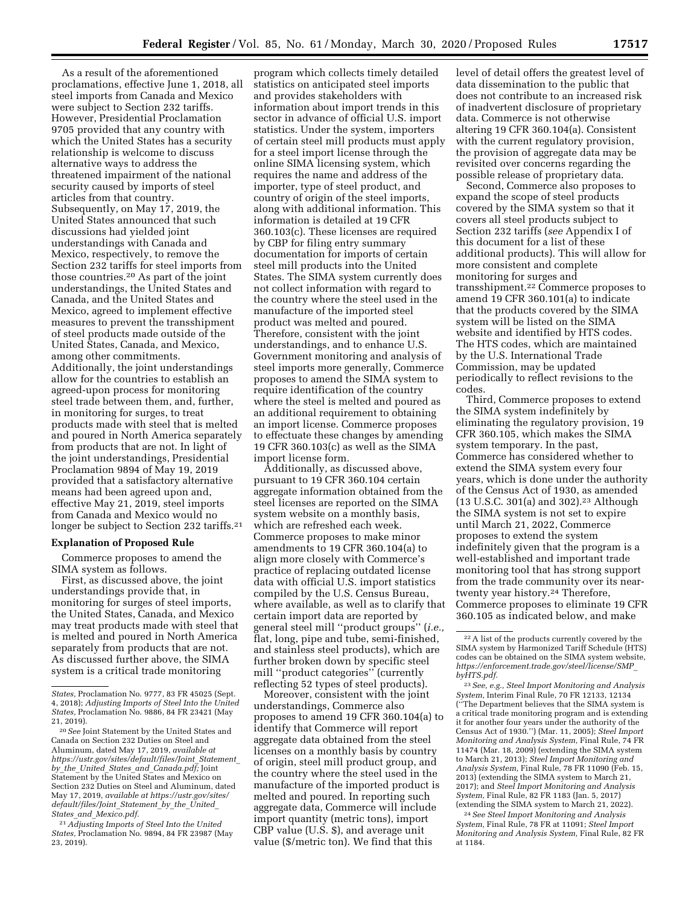As a result of the aforementioned proclamations, effective June 1, 2018, all steel imports from Canada and Mexico were subject to Section 232 tariffs. However, Presidential Proclamation 9705 provided that any country with which the United States has a security relationship is welcome to discuss alternative ways to address the threatened impairment of the national security caused by imports of steel articles from that country. Subsequently, on May 17, 2019, the United States announced that such discussions had yielded joint understandings with Canada and Mexico, respectively, to remove the Section 232 tariffs for steel imports from those countries.[20] As part of the joint understandings, the United States and Canada, and the United States and Mexico, agreed to implement effective measures to prevent the transshipment of steel products made outside of the United States, Canada, and Mexico, among other commitments. Additionally, the joint understandings allow for the countries to establish an agreed-upon process for monitoring steel trade between them, and, further, in monitoring for surges, to treat products made with steel that is melted and poured in North America separately from products that are not. In light of the joint understandings, Presidential Proclamation 9894 of May 19, 2019 provided that a satisfactory alternative means had been agreed upon and, effective May 21, 2019, steel imports from Canada and Mexico would no longer be subject to Section 232 tariffs.[21]

## Explanation of Proposed Rule

Commerce proposes to amend the SIMA system as follows.

First, as discussed above, the joint understandings provide that, in monitoring for surges of steel imports, the United States, Canada, and Mexico may treat products made with steel that is melted and poured in North America separately from products that are not. As discussed further above, the SIMA system is a critical trade monitoring program which collects timely detailed statistics on anticipated steel imports and provides stakeholders with information about import trends in this sector in advance of official U.S. import statistics. Under the system, importers of certain steel mill products must apply for a steel import license through the online SIMA licensing system, which requires the name and address of the importer, type of steel product, and country of origin of the steel imports, along with additional information. This information is detailed at 19 CFR 360.103(c). These licenses are required by CBP for filing entry summary documentation for imports of certain steel mill products into the United States. The SIMA system currently does not collect information with regard to the country where the steel used in the manufacture of the imported steel product was melted and poured. Therefore, consistent with the joint understandings, and to enhance U.S. Government monitoring and analysis of steel imports more generally, Commerce proposes to amend the SIMA system to require identification of the country where the steel is melted and poured as an additional requirement to obtaining an import license. Commerce proposes to effectuate these changes by amending 19 CFR 360.103(c) as well as the SIMA import license form.

Additionally, as discussed above, pursuant to 19 CFR 360.104 certain aggregate information obtained from the steel licenses are reported on the SIMA system website on a monthly basis, which are refreshed each week. Commerce proposes to make minor amendments to 19 CFR 360.104(a) to align more closely with Commerce's practice of replacing outdated license data with official U.S. import statistics compiled by the U.S. Census Bureau, where available, as well as to clarify that certain import data are reported by general steel mill ''product groups'' (*i.e.,* flat, long, pipe and tube, semi-finished, and stainless steel products), which are further broken down by specific steel mill ''product categories'' (currently reflecting 52 types of steel products).

Moreover, consistent with the joint understandings, Commerce also proposes to amend 19 CFR 360.104(a) to identify that Commerce will report aggregate data obtained from the steel licenses on a monthly basis by country of origin, steel mill product group, and the country where the steel used in the manufacture of the imported product is melted and poured. In reporting such aggregate data, Commerce will include import quantity (metric tons), import CBP value (U.S. $), and average unit value ($/metric ton). We find that this level of detail offers the greatest level of data dissemination to the public that does not contribute to an increased risk of inadvertent disclosure of proprietary data. Commerce is not otherwise altering 19 CFR 360.104(a). Consistent with the current regulatory provision, the provision of aggregate data may be revisited over concerns regarding the possible release of proprietary data.

Second, Commerce also proposes to expand the scope of steel products covered by the SIMA system so that it covers all steel products subject to Section 232 tariffs (*see* Appendix I of this document for a list of these additional products). This will allow for more consistent and complete monitoring for surges and transshipment.[22] Commerce proposes to amend 19 CFR 360.101(a) to indicate that the products covered by the SIMA system will be listed on the SIMA website and identified by HTS codes. The HTS codes, which are maintained by the U.S. International Trade Commission, may be updated periodically to reflect revisions to the codes.

Third, Commerce proposes to extend the SIMA system indefinitely by eliminating the regulatory provision, 19 CFR 360.105, which makes the SIMA system temporary. In the past, Commerce has considered whether to extend the SIMA system every four years, which is done under the authority of the Census Act of 1930, as amended (13 U.S.C. 301(a) and 302).[23] Although the SIMA system is not set to expire until March 21, 2022, Commerce proposes to extend the system indefinitely given that the program is a well-established and important trade monitoring tool that has strong support from the trade community over its near-twenty year history.[24] Therefore, Commerce proposes to eliminate 19 CFR 360.105 as indicated below, and make

---

*States,* Proclamation No. 9777, 83 FR 45025 (Sept. 4, 2018); *Adjusting Imports of Steel Into the United States,* Proclamation No. 9886, 84 FR 23421 (May 21, 2019).

[20] *See* Joint Statement by the United States and Canada on Section 232 Duties on Steel and Aluminum, dated May 17, 2019, *available at https://ustr.gov/sites/default/files/Joint_Statement_by_the_United_States_and_Canada.pdf;* Joint Statement by the United States and Mexico on Section 232 Duties on Steel and Aluminum, dated May 17, 2019, *available at https://ustr.gov/sites/default/files/Joint_Statement_by_the_United_States_and_Mexico.pdf.*

[21] *Adjusting Imports of Steel Into the United States,* Proclamation No. 9894, 84 FR 23987 (May 23, 2019).

[22] A list of the products currently covered by the SIMA system by Harmonized Tariff Schedule (HTS) codes can be obtained on the SIMA system website, *https://enforcement.trade.gov/steel/license/SMP_byHTS.pdf.*

[23] *See, e.g., Steel Import Monitoring and Analysis System,* Interim Final Rule, 70 FR 12133, 12134 (''The Department believes that the SIMA system is a critical trade monitoring program and is extending it for another four years under the authority of the Census Act of 1930.'') (Mar. 11, 2005); *Steel Import Monitoring and Analysis System,* Final Rule, 74 FR 11474 (Mar. 18, 2009) (extending the SIMA system to March 21, 2013); *Steel Import Monitoring and Analysis System,* Final Rule, 78 FR 11090 (Feb. 15, 2013) (extending the SIMA system to March 21, 2017); and *Steel Import Monitoring and Analysis System,* Final Rule, 82 FR 1183 (Jan. 5, 2017) (extending the SIMA system to March 21, 2022).

[24] *See Steel Import Monitoring and Analysis System,* Final Rule, 78 FR at 11091; *Steel Import Monitoring and Analysis System,* Final Rule, 82 FR at 1184.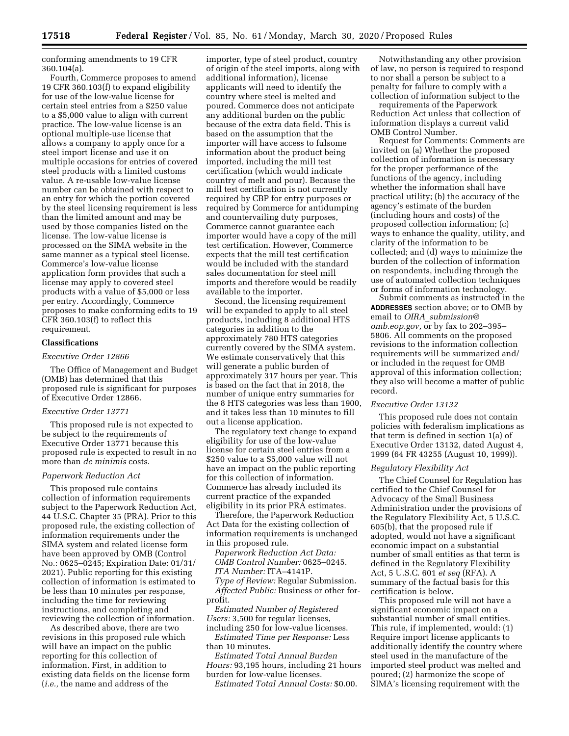conforming amendments to 19 CFR 360.104(a).

Fourth, Commerce proposes to amend 19 CFR 360.103(f) to expand eligibility for use of the low-value license for certain steel entries from a $250 value to a $5,000 value to align with current practice. The low-value license is an optional multiple-use license that allows a company to apply once for a steel import license and use it on multiple occasions for entries of covered steel products with a limited customs value. A re-usable low-value license number can be obtained with respect to an entry for which the portion covered by the steel licensing requirement is less than the limited amount and may be used by those companies listed on the license. The low-value license is processed on the SIMA website in the same manner as a typical steel license. Commerce's low-value license application form provides that such a license may apply to covered steel products with a value of $5,000 or less per entry. Accordingly, Commerce proposes to make conforming edits to 19 CFR 360.103(f) to reflect this requirement.

## Classifications

### *Executive Order 12866*

The Office of Management and Budget (OMB) has determined that this proposed rule is significant for purposes of Executive Order 12866.

### *Executive Order 13771*

This proposed rule is not expected to be subject to the requirements of Executive Order 13771 because this proposed rule is expected to result in no more than *de minimis* costs.

### *Paperwork Reduction Act*

This proposed rule contains collection of information requirements subject to the Paperwork Reduction Act, 44 U.S.C. Chapter 35 (PRA). Prior to this proposed rule, the existing collection of information requirements under the SIMA system and related license form have been approved by OMB (Control No.: 0625–0245; Expiration Date: 01/31/2021). Public reporting for this existing collection of information is estimated to be less than 10 minutes per response, including the time for reviewing instructions, and completing and reviewing the collection of information.

As described above, there are two revisions in this proposed rule which will have an impact on the public reporting for this collection of information. First, in addition to existing data fields on the license form (*i.e.,* the name and address of the importer, type of steel product, country of origin of the steel imports, along with additional information), license applicants will need to identify the country where steel is melted and poured. Commerce does not anticipate any additional burden on the public because of the extra data field. This is based on the assumption that the importer will have access to fulsome information about the product being imported, including the mill test certification (which would indicate country of melt and pour). Because the mill test certification is not currently required by CBP for entry purposes or required by Commerce for antidumping and countervailing duty purposes, Commerce cannot guarantee each importer would have a copy of the mill test certification. However, Commerce expects that the mill test certification would be included with the standard sales documentation for steel mill imports and therefore would be readily available to the importer.

Second, the licensing requirement will be expanded to apply to all steel products, including 8 additional HTS categories in addition to the approximately 780 HTS categories currently covered by the SIMA system. We estimate conservatively that this will generate a public burden of approximately 317 hours per year. This is based on the fact that in 2018, the number of unique entry summaries for the 8 HTS categories was less than 1900, and it takes less than 10 minutes to fill out a license application.

The regulatory text change to expand eligibility for use of the low-value license for certain steel entries from a $250 value to a $5,000 value will not have an impact on the public reporting for this collection of information. Commerce has already included its current practice of the expanded eligibility in its prior PRA estimates.

Therefore, the Paperwork Reduction Act Data for the existing collection of information requirements is unchanged in this proposed rule.

*Paperwork Reduction Act Data:*

*OMB Control Number:* 0625–0245.

*ITA Number:* ITA–4141P.

*Type of Review:* Regular Submission.

*Affected Public:* Business or other for-profit.

*Estimated Number of Registered Users:* 3,500 for regular licenses, including 250 for low-value licenses.

*Estimated Time per Response:* Less than 10 minutes.

*Estimated Total Annual Burden Hours:* 93,195 hours, including 21 hours burden for low-value licenses.

*Estimated Total Annual Costs:* $0.00.

Notwithstanding any other provision of law, no person is required to respond to nor shall a person be subject to a penalty for failure to comply with a collection of information subject to the requirements of the Paperwork Reduction Act unless that collection of information displays a current valid OMB Control Number.

Request for Comments: Comments are invited on (a) Whether the proposed collection of information is necessary for the proper performance of the functions of the agency, including whether the information shall have practical utility; (b) the accuracy of the agency's estimate of the burden (including hours and costs) of the proposed collection information; (c) ways to enhance the quality, utility, and clarity of the information to be collected; and (d) ways to minimize the burden of the collection of information on respondents, including through the use of automated collection techniques or forms of information technology.

Submit comments as instructed in the **ADDRESSES** section above; or to OMB by email to *OIRA_submission@omb.eop.gov,* or by fax to 202–395–5806. All comments on the proposed revisions to the information collection requirements will be summarized and/or included in the request for OMB approval of this information collection; they also will become a matter of public record.

### *Executive Order 13132*

This proposed rule does not contain policies with federalism implications as that term is defined in section 1(a) of Executive Order 13132, dated August 4, 1999 (64 FR 43255 (August 10, 1999)).

### *Regulatory Flexibility Act*

The Chief Counsel for Regulation has certified to the Chief Counsel for Advocacy of the Small Business Administration under the provisions of the Regulatory Flexibility Act, 5 U.S.C. 605(b), that the proposed rule if adopted, would not have a significant economic impact on a substantial number of small entities as that term is defined in the Regulatory Flexibility Act, 5 U.S.C. 601 *et seq* (RFA). A summary of the factual basis for this certification is below.

This proposed rule will not have a significant economic impact on a substantial number of small entities. This rule, if implemented, would: (1) Require import license applicants to additionally identify the country where steel used in the manufacture of the imported steel product was melted and poured; (2) harmonize the scope of SIMA's licensing requirement with the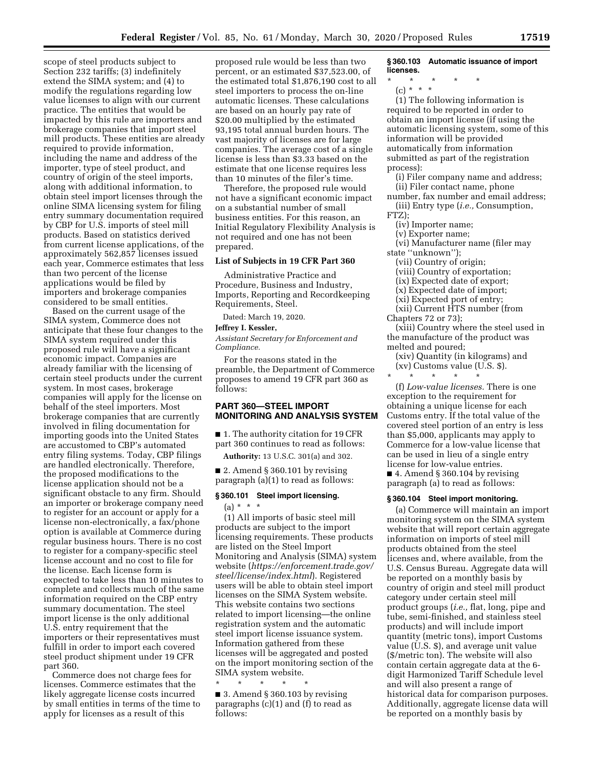scope of steel products subject to Section 232 tariffs; (3) indefinitely extend the SIMA system; and (4) to modify the regulations regarding low value licenses to align with our current practice. The entities that would be impacted by this rule are importers and brokerage companies that import steel mill products. These entities are already required to provide information, including the name and address of the importer, type of steel product, and country of origin of the steel imports, along with additional information, to obtain steel import licenses through the online SIMA licensing system for filing entry summary documentation required by CBP for U.S. imports of steel mill products. Based on statistics derived from current license applications, of the approximately 562,857 licenses issued each year, Commerce estimates that less than two percent of the license applications would be filed by importers and brokerage companies considered to be small entities.

Based on the current usage of the SIMA system, Commerce does not anticipate that these four changes to the SIMA system required under this proposed rule will have a significant economic impact. Companies are already familiar with the licensing of certain steel products under the current system. In most cases, brokerage companies will apply for the license on behalf of the steel importers. Most brokerage companies that are currently involved in filing documentation for importing goods into the United States are accustomed to CBP's automated entry filing systems. Today, CBP filings are handled electronically. Therefore, the proposed modifications to the license application should not be a significant obstacle to any firm. Should an importer or brokerage company need to register for an account or apply for a license non-electronically, a fax/phone option is available at Commerce during regular business hours. There is no cost to register for a company-specific steel license account and no cost to file for the license. Each license form is expected to take less than 10 minutes to complete and collects much of the same information required on the CBP entry summary documentation. The steel import license is the only additional U.S. entry requirement that the importers or their representatives must fulfill in order to import each covered steel product shipment under 19 CFR part 360.

Commerce does not charge fees for licenses. Commerce estimates that the likely aggregate license costs incurred by small entities in terms of the time to apply for licenses as a result of this proposed rule would be less than two percent, or an estimated $37,523.00, of the estimated total $1,876,190 cost to all steel importers to process the on-line automatic licenses. These calculations are based on an hourly pay rate of $20.00 multiplied by the estimated 93,195 total annual burden hours. The vast majority of licenses are for large companies. The average cost of a single license is less than $3.33 based on the estimate that one license requires less than 10 minutes of the filer's time.

Therefore, the proposed rule would not have a significant economic impact on a substantial number of small business entities. For this reason, an Initial Regulatory Flexibility Analysis is not required and one has not been prepared.

## List of Subjects in 19 CFR Part 360

Administrative Practice and Procedure, Business and Industry, Imports, Reporting and Recordkeeping Requirements, Steel.

Dated: March 19, 2020.

**Jeffrey I. Kessler,**

*Assistant Secretary for Enforcement and Compliance.*

For the reasons stated in the preamble, the Department of Commerce proposes to amend 19 CFR part 360 as follows:

## PART 360—STEEL IMPORT MONITORING AND ANALYSIS SYSTEM

■ 1. The authority citation for 19 CFR part 360 continues to read as follows:

**Authority:** 13 U.S.C. 301(a) and 302.

■ 2. Amend § 360.101 by revising paragraph (a)(1) to read as follows:

### § 360.101 Steel import licensing.

(a) * * *

(1) All imports of basic steel mill products are subject to the import licensing requirements. These products are listed on the Steel Import Monitoring and Analysis (SIMA) system website (*https://enforcement.trade.gov/steel/license/index.html*). Registered users will be able to obtain steel import licenses on the SIMA System website. This website contains two sections related to import licensing—the online registration system and the automatic steel import license issuance system. Information gathered from these licenses will be aggregated and posted on the import monitoring section of the SIMA system website.

\* \* \* \* \*

■ 3. Amend § 360.103 by revising paragraphs (c)(1) and (f) to read as follows:

### § 360.103 Automatic issuance of import licenses.

\* \* \* \* \*

(c) * * *

(1) The following information is required to be reported in order to obtain an import license (if using the automatic licensing system, some of this information will be provided automatically from information submitted as part of the registration process):

(i) Filer company name and address;

(ii) Filer contact name, phone number, fax number and email address;

(iii) Entry type (*i.e.,* Consumption, FTZ);

(iv) Importer name;

(v) Exporter name;

(vi) Manufacturer name (filer may state "unknown");

(vii) Country of origin;

(viii) Country of exportation;

(ix) Expected date of export;

(x) Expected date of import;

(xi) Expected port of entry;

(xii) Current HTS number (from Chapters 72 or 73);

(xiii) Country where the steel used in the manufacture of the product was melted and poured;

(xiv) Quantity (in kilograms) and

(xv) Customs value (U.S. $).

\* \* \* \* \*

(f) *Low-value licenses.* There is one exception to the requirement for obtaining a unique license for each Customs entry. If the total value of the covered steel portion of an entry is less than $5,000, applicants may apply to Commerce for a low-value license that can be used in lieu of a single entry license for low-value entries.

■ 4. Amend § 360.104 by revising paragraph (a) to read as follows:

### § 360.104 Steel import monitoring.

(a) Commerce will maintain an import monitoring system on the SIMA system website that will report certain aggregate information on imports of steel mill products obtained from the steel licenses and, where available, from the U.S. Census Bureau. Aggregate data will be reported on a monthly basis by country of origin and steel mill product category under certain steel mill product groups (*i.e.,* flat, long, pipe and tube, semi-finished, and stainless steel products) and will include import quantity (metric tons), import Customs value (U.S. $), and average unit value ($/metric ton). The website will also contain certain aggregate data at the 6-digit Harmonized Tariff Schedule level and will also present a range of historical data for comparison purposes. Additionally, aggregate license data will be reported on a monthly basis by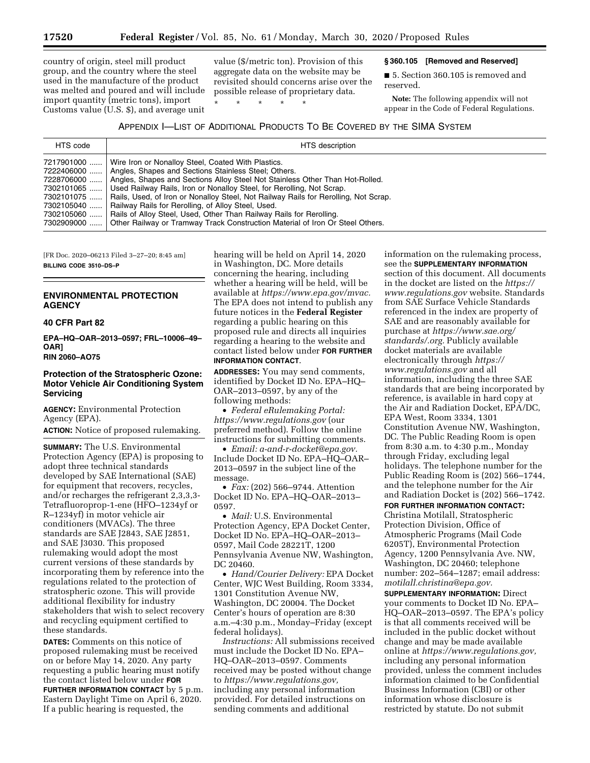country of origin, steel mill product group, and the country where the steel used in the manufacture of the product was melted and poured and will include import quantity (metric tons), import Customs value (U.S. $), and average unit value ($/metric ton). Provision of this aggregate data on the website may be revisited should concerns arise over the possible release of proprietary data.

\* \* \* \* \*

### § 360.105 [Removed and Reserved]

■ 5. Section 360.105 is removed and reserved.

**Note:** The following appendix will not appear in the Code of Federal Regulations.

### APPENDIX I—LIST OF ADDITIONAL PRODUCTS TO BE COVERED BY THE SIMA SYSTEM

| HTS code | HTS description |
|---|---|
| 7217901000 ...... | Wire Iron or Nonalloy Steel, Coated With Plastics. |
| 7222406000 ...... | Angles, Shapes and Sections Stainless Steel; Others. |
| 7228706000 ...... | Angles, Shapes and Sections Alloy Steel Not Stainless Other Than Hot-Rolled. |
| 7302101065 ...... | Used Railway Rails, Iron or Nonalloy Steel, for Rerolling, Not Scrap. |
| 7302101075 ...... | Rails, Used, of Iron or Nonalloy Steel, Not Railway Rails for Rerolling, Not Scrap. |
| 7302105040 ...... | Railway Rails for Rerolling, of Alloy Steel, Used. |
| 7302105060 ...... | Rails of Alloy Steel, Used, Other Than Railway Rails for Rerolling. |
| 7302909000 ...... | Other Railway or Tramway Track Construction Material of Iron Or Steel Others. |

[FR Doc. 2020–06213 Filed 3–27–20; 8:45 am]

**BILLING CODE 3510–DS–P**

## ENVIRONMENTAL PROTECTION AGENCY

### 40 CFR Part 82

**EPA–HQ–OAR–2013–0597; FRL–10006–49–OAR]**

**RIN 2060–AO75**

## Protection of the Stratospheric Ozone: Motor Vehicle Air Conditioning System Servicing

**AGENCY:** Environmental Protection Agency (EPA).

**ACTION:** Notice of proposed rulemaking.

**SUMMARY:** The U.S. Environmental Protection Agency (EPA) is proposing to adopt three technical standards developed by SAE International (SAE) for equipment that recovers, recycles, and/or recharges the refrigerant 2,3,3,3-Tetrafluoroprop-1-ene (HFO–1234yf or R–1234yf) in motor vehicle air conditioners (MVACs). The three standards are SAE J2843, SAE J2851, and SAE J3030. This proposed rulemaking would adopt the most current versions of these standards by incorporating them by reference into the regulations related to the protection of stratospheric ozone. This will provide additional flexibility for industry stakeholders that wish to select recovery and recycling equipment certified to these standards.

**DATES:** Comments on this notice of proposed rulemaking must be received on or before May 14, 2020. Any party requesting a public hearing must notify the contact listed below under **FOR FURTHER INFORMATION CONTACT** by 5 p.m. Eastern Daylight Time on April 6, 2020. If a public hearing is requested, the hearing will be held on April 14, 2020 in Washington, DC. More details concerning the hearing, including whether a hearing will be held, will be available at *https://www.epa.gov/mvac.* The EPA does not intend to publish any future notices in the **Federal Register** regarding a public hearing on this proposed rule and directs all inquiries regarding a hearing to the website and contact listed below under **FOR FURTHER INFORMATION CONTACT**.

**ADDRESSES:** You may send comments, identified by Docket ID No. EPA–HQ–OAR–2013–0597, by any of the following methods:

- *Federal eRulemaking Portal: https://www.regulations.gov* (our preferred method). Follow the online instructions for submitting comments.
- *Email: a-and-r-docket@epa.gov.* Include Docket ID No. EPA–HQ–OAR–2013–0597 in the subject line of the message.
- *Fax:* (202) 566–9744. Attention Docket ID No. EPA–HQ–OAR–2013–0597.
- *Mail:* U.S. Environmental Protection Agency, EPA Docket Center, Docket ID No. EPA–HQ–OAR–2013–0597, Mail Code 28221T, 1200 Pennsylvania Avenue NW, Washington, DC 20460.
- *Hand/Courier Delivery:* EPA Docket Center, WJC West Building, Room 3334, 1301 Constitution Avenue NW, Washington, DC 20004. The Docket Center's hours of operation are 8:30 a.m.–4:30 p.m., Monday–Friday (except federal holidays).

*Instructions:* All submissions received must include the Docket ID No. EPA–HQ–OAR–2013–0597. Comments received may be posted without change to *https://www.regulations.gov,* including any personal information provided. For detailed instructions on sending comments and additional information on the rulemaking process, see the **SUPPLEMENTARY INFORMATION** section of this document. All documents in the docket are listed on the *https://www.regulations.gov* website. Standards from SAE Surface Vehicle Standards referenced in the index are property of SAE and are reasonably available for purchase at *https://www.sae.org/standards/.org.* Publicly available docket materials are available electronically through *https://www.regulations.gov* and all information, including the three SAE standards that are being incorporated by reference, is available in hard copy at the Air and Radiation Docket, EPA/DC, EPA West, Room 3334, 1301 Constitution Avenue NW, Washington, DC. The Public Reading Room is open from 8:30 a.m. to 4:30 p.m., Monday through Friday, excluding legal holidays. The telephone number for the Public Reading Room is (202) 566–1744, and the telephone number for the Air and Radiation Docket is (202) 566–1742.

**FOR FURTHER INFORMATION CONTACT:** Christina Motilall, Stratospheric Protection Division, Office of Atmospheric Programs (Mail Code 6205T), Environmental Protection Agency, 1200 Pennsylvania Ave. NW, Washington, DC 20460; telephone number: 202–564–1287; email address: *motilall.christina@epa.gov.*

**SUPPLEMENTARY INFORMATION:** Direct your comments to Docket ID No. EPA–HQ–OAR–2013–0597. The EPA's policy is that all comments received will be included in the public docket without change and may be made available online at *https://www.regulations.gov,* including any personal information provided, unless the comment includes information claimed to be Confidential Business Information (CBI) or other information whose disclosure is restricted by statute. Do not submit